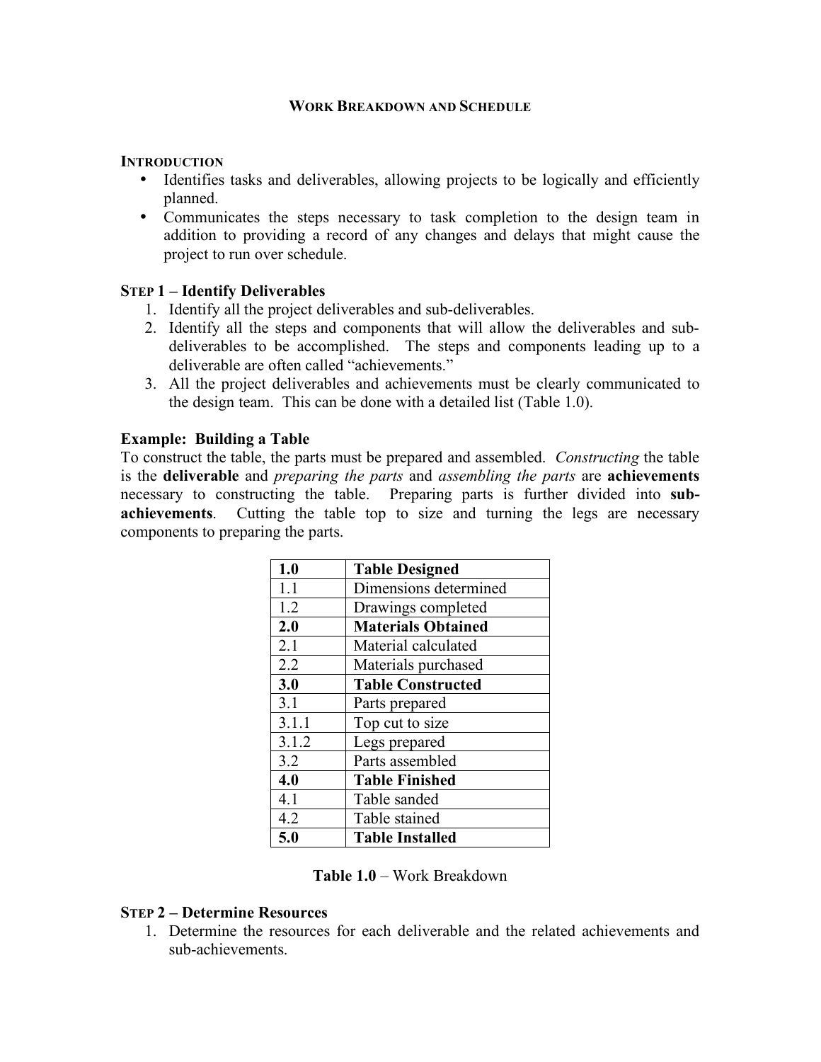# WORK BREAKDOWN AND SCHEDULE

## INTRODUCTION

- Identifies tasks and deliverables, allowing projects to be logically and efficiently planned.
- Communicates the steps necessary to task completion to the design team in addition to providing a record of any changes and delays that might cause the project to run over schedule.

## STEP 1 – Identify Deliverables

1. Identify all the project deliverables and sub-deliverables.
2. Identify all the steps and components that will allow the deliverables and sub-deliverables to be accomplished. The steps and components leading up to a deliverable are often called "achievements."
3. All the project deliverables and achievements must be clearly communicated to the design team. This can be done with a detailed list (Table 1.0).

### Example: Building a Table

To construct the table, the parts must be prepared and assembled. *Constructing* the table is the **deliverable** and *preparing the parts* and *assembling the parts* are **achievements** necessary to constructing the table. Preparing parts is further divided into **sub-achievements**. Cutting the table top to size and turning the legs are necessary components to preparing the parts.

| **1.0** | **Table Designed** |
|---|---|
| 1.1 | Dimensions determined |
| 1.2 | Drawings completed |
| **2.0** | **Materials Obtained** |
| 2.1 | Material calculated |
| 2.2 | Materials purchased |
| **3.0** | **Table Constructed** |
| 3.1 | Parts prepared |
| 3.1.1 | Top cut to size |
| 3.1.2 | Legs prepared |
| 3.2 | Parts assembled |
| **4.0** | **Table Finished** |
| 4.1 | Table sanded |
| 4.2 | Table stained |
| **5.0** | **Table Installed** |

**Table 1.0** – Work Breakdown

## STEP 2 – Determine Resources

1. Determine the resources for each deliverable and the related achievements and sub-achievements.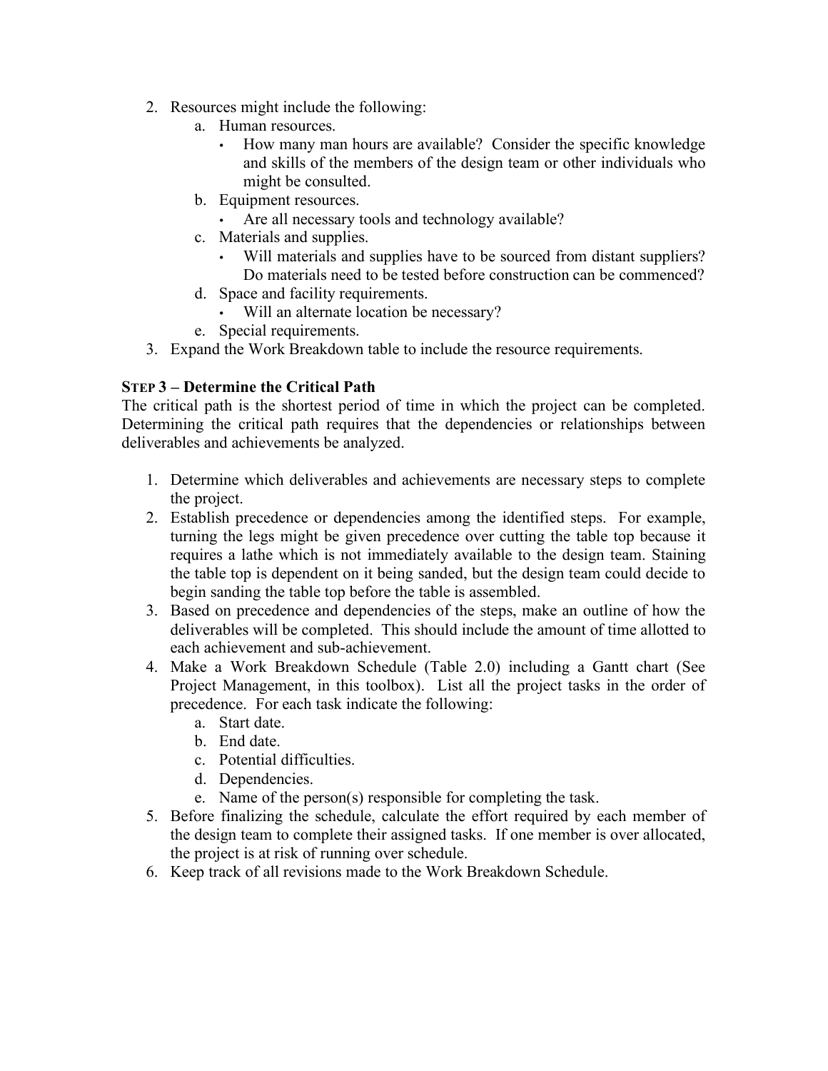2. Resources might include the following:
   a. Human resources.
      - How many man hours are available? Consider the specific knowledge and skills of the members of the design team or other individuals who might be consulted.
   b. Equipment resources.
      - Are all necessary tools and technology available?
   c. Materials and supplies.
      - Will materials and supplies have to be sourced from distant suppliers? Do materials need to be tested before construction can be commenced?
   d. Space and facility requirements.
      - Will an alternate location be necessary?
   e. Special requirements.
3. Expand the Work Breakdown table to include the resource requirements.

### STEP 3 – Determine the Critical Path

The critical path is the shortest period of time in which the project can be completed. Determining the critical path requires that the dependencies or relationships between deliverables and achievements be analyzed.

1. Determine which deliverables and achievements are necessary steps to complete the project.
2. Establish precedence or dependencies among the identified steps. For example, turning the legs might be given precedence over cutting the table top because it requires a lathe which is not immediately available to the design team. Staining the table top is dependent on it being sanded, but the design team could decide to begin sanding the table top before the table is assembled.
3. Based on precedence and dependencies of the steps, make an outline of how the deliverables will be completed. This should include the amount of time allotted to each achievement and sub-achievement.
4. Make a Work Breakdown Schedule (Table 2.0) including a Gantt chart (See Project Management, in this toolbox). List all the project tasks in the order of precedence. For each task indicate the following:
   a. Start date.
   b. End date.
   c. Potential difficulties.
   d. Dependencies.
   e. Name of the person(s) responsible for completing the task.
5. Before finalizing the schedule, calculate the effort required by each member of the design team to complete their assigned tasks. If one member is over allocated, the project is at risk of running over schedule.
6. Keep track of all revisions made to the Work Breakdown Schedule.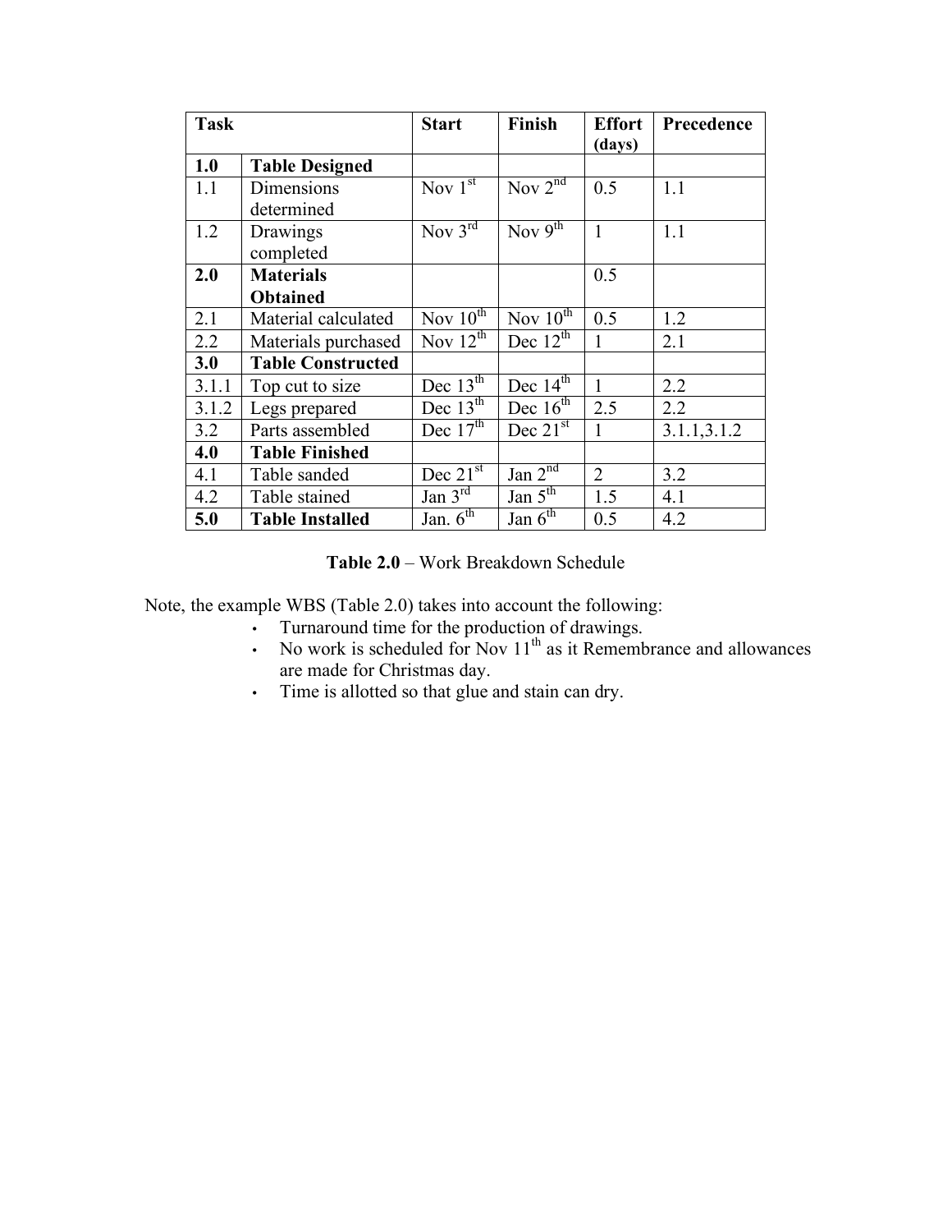| Task | | Start | Finish | Effort (days) | Precedence |
|---|---|---|---|---|---|
| **1.0** | **Table Designed** | | | | |
| 1.1 | Dimensions determined | Nov 1st | Nov 2nd | 0.5 | 1.1 |
| 1.2 | Drawings completed | Nov 3rd | Nov 9th | 1 | 1.1 |
| **2.0** | **Materials Obtained** | | | 0.5 | |
| 2.1 | Material calculated | Nov 10th | Nov 10th | 0.5 | 1.2 |
| 2.2 | Materials purchased | Nov 12th | Dec 12th | 1 | 2.1 |
| **3.0** | **Table Constructed** | | | | |
| 3.1.1 | Top cut to size | Dec 13th | Dec 14th | 1 | 2.2 |
| 3.1.2 | Legs prepared | Dec 13th | Dec 16th | 2.5 | 2.2 |
| 3.2 | Parts assembled | Dec 17th | Dec 21st | 1 | 3.1.1,3.1.2 |
| **4.0** | **Table Finished** | | | | |
| 4.1 | Table sanded | Dec 21st | Jan 2nd | 2 | 3.2 |
| 4.2 | Table stained | Jan 3rd | Jan 5th | 1.5 | 4.1 |
| **5.0** | **Table Installed** | Jan. 6th | Jan 6th | 0.5 | 4.2 |

**Table 2.0** – Work Breakdown Schedule

Note, the example WBS (Table 2.0) takes into account the following:

- Turnaround time for the production of drawings.
- No work is scheduled for Nov 11th as it Remembrance and allowances are made for Christmas day.
- Time is allotted so that glue and stain can dry.